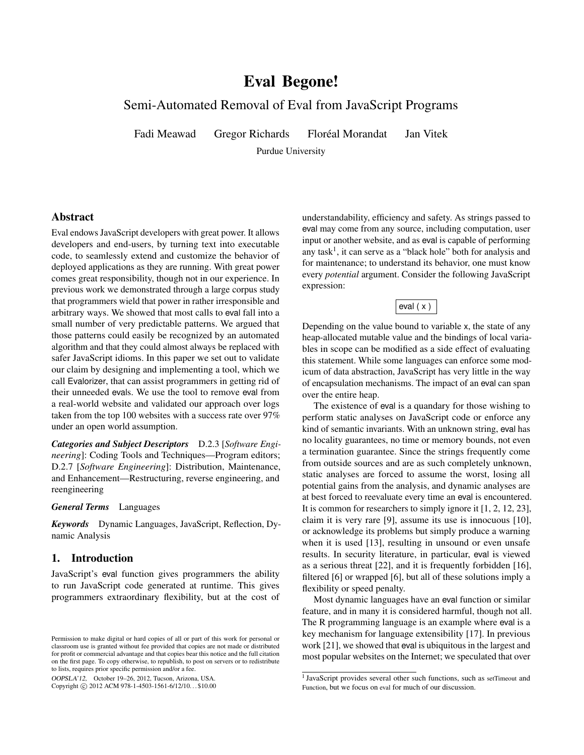# Eval Begone!

## Semi-Automated Removal of Eval from JavaScript Programs

Fadi Meawad Gregor Richards Floréal Morandat Jan Vitek

Purdue University

## Abstract

Eval endows JavaScript developers with great power. It allows developers and end-users, by turning text into executable code, to seamlessly extend and customize the behavior of deployed applications as they are running. With great power comes great responsibility, though not in our experience. In previous work we demonstrated through a large corpus study that programmers wield that power in rather irresponsible and arbitrary ways. We showed that most calls to eval fall into a small number of very predictable patterns. We argued that those patterns could easily be recognized by an automated algorithm and that they could almost always be replaced with safer JavaScript idioms. In this paper we set out to validate our claim by designing and implementing a tool, which we call Evalorizer, that can assist programmers in getting rid of their unneeded evals. We use the tool to remove eval from a real-world website and validated our approach over logs taken from the top 100 websites with a success rate over 97% under an open world assumption.

***Categories and Subject Descriptors*** D.2.3 [*Software Engineering*]: Coding Tools and Techniques—Program editors; D.2.7 [*Software Engineering*]: Distribution, Maintenance, and Enhancement—Restructuring, reverse engineering, and reengineering

***General Terms*** Languages

***Keywords*** Dynamic Languages, JavaScript, Reflection, Dynamic Analysis

## 1. Introduction

JavaScript's eval function gives programmers the ability to run JavaScript code generated at runtime. This gives programmers extraordinary flexibility, but at the cost of understandability, efficiency and safety. As strings passed to eval may come from any source, including computation, user input or another website, and as eval is capable of performing any task[1], it can serve as a "black hole" both for analysis and for maintenance; to understand its behavior, one must know every *potential* argument. Consider the following JavaScript expression:

```
eval ( x )
```

Depending on the value bound to variable x, the state of any heap-allocated mutable value and the bindings of local variables in scope can be modified as a side effect of evaluating this statement. While some languages can enforce some modicum of data abstraction, JavaScript has very little in the way of encapsulation mechanisms. The impact of an eval can span over the entire heap.

The existence of eval is a quandary for those wishing to perform static analyses on JavaScript code or enforce any kind of semantic invariants. With an unknown string, eval has no locality guarantees, no time or memory bounds, not even a termination guarantee. Since the strings frequently come from outside sources and are as such completely unknown, static analyses are forced to assume the worst, losing all potential gains from the analysis, and dynamic analyses are at best forced to reevaluate every time an eval is encountered. It is common for researchers to simply ignore it [1, 2, 12, 23], claim it is very rare [9], assume its use is innocuous [10], or acknowledge its problems but simply produce a warning when it is used [13], resulting in unsound or even unsafe results. In security literature, in particular, eval is viewed as a serious threat [22], and it is frequently forbidden [16], filtered [6] or wrapped [6], but all of these solutions imply a flexibility or speed penalty.

Most dynamic languages have an eval function or similar feature, and in many it is considered harmful, though not all. The R programming language is an example where eval is a key mechanism for language extensibility [17]. In previous work [21], we showed that eval is ubiquitous in the largest and most popular websites on the Internet; we speculated that over

[1] JavaScript provides several other such functions, such as setTimeout and Function, but we focus on eval for much of our discussion.

Permission to make digital or hard copies of all or part of this work for personal or classroom use is granted without fee provided that copies are not made or distributed for profit or commercial advantage and that copies bear this notice and the full citation on the first page. To copy otherwise, to republish, to post on servers or to redistribute to lists, requires prior specific permission and/or a fee.

*OOPSLA'12,* October 19–26, 2012, Tucson, Arizona, USA.
Copyright © 2012 ACM 978-1-4503-1561-6/12/10... $10.00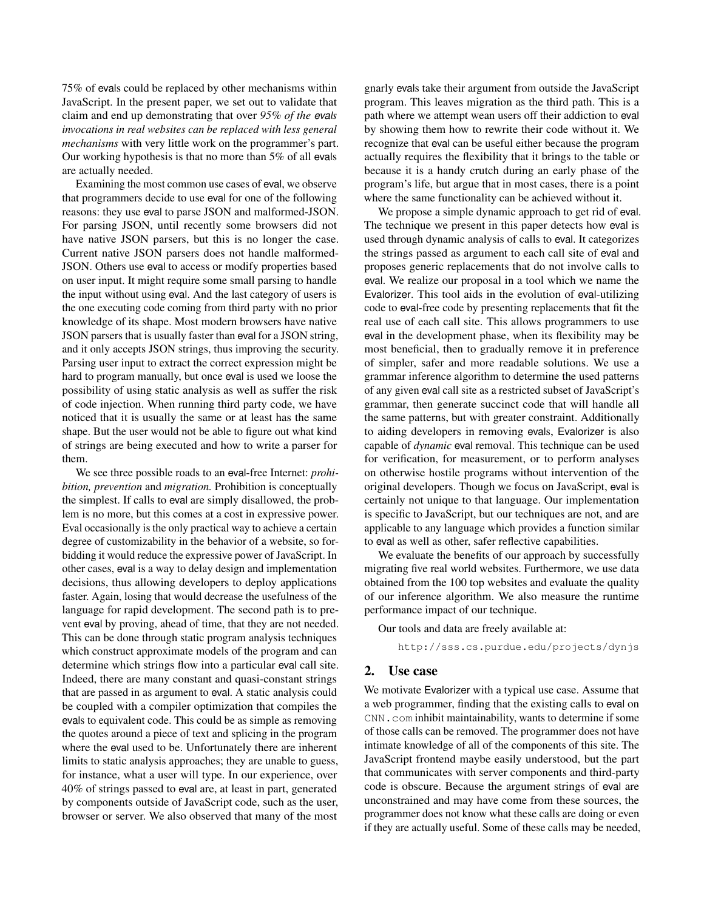75% of evals could be replaced by other mechanisms within JavaScript. In the present paper, we set out to validate that claim and end up demonstrating that over *95% of the evals invocations in real websites can be replaced with less general mechanisms* with very little work on the programmer's part. Our working hypothesis is that no more than 5% of all evals are actually needed.

Examining the most common use cases of eval, we observe that programmers decide to use eval for one of the following reasons: they use eval to parse JSON and malformed-JSON. For parsing JSON, until recently some browsers did not have native JSON parsers, but this is no longer the case. Current native JSON parsers does not handle malformed-JSON. Others use eval to access or modify properties based on user input. It might require some small parsing to handle the input without using eval. And the last category of users is the one executing code coming from third party with no prior knowledge of its shape. Most modern browsers have native JSON parsers that is usually faster than eval for a JSON string, and it only accepts JSON strings, thus improving the security. Parsing user input to extract the correct expression might be hard to program manually, but once eval is used we loose the possibility of using static analysis as well as suffer the risk of code injection. When running third party code, we have noticed that it is usually the same or at least has the same shape. But the user would not be able to figure out what kind of strings are being executed and how to write a parser for them.

We see three possible roads to an eval-free Internet: *prohibition, prevention* and *migration*. Prohibition is conceptually the simplest. If calls to eval are simply disallowed, the problem is no more, but this comes at a cost in expressive power. Eval occasionally is the only practical way to achieve a certain degree of customizability in the behavior of a website, so forbidding it would reduce the expressive power of JavaScript. In other cases, eval is a way to delay design and implementation decisions, thus allowing developers to deploy applications faster. Again, losing that would decrease the usefulness of the language for rapid development. The second path is to prevent eval by proving, ahead of time, that they are not needed. This can be done through static program analysis techniques which construct approximate models of the program and can determine which strings flow into a particular eval call site. Indeed, there are many constant and quasi-constant strings that are passed in as argument to eval. A static analysis could be coupled with a compiler optimization that compiles the evals to equivalent code. This could be as simple as removing the quotes around a piece of text and splicing in the program where the eval used to be. Unfortunately there are inherent limits to static analysis approaches; they are unable to guess, for instance, what a user will type. In our experience, over 40% of strings passed to eval are, at least in part, generated by components outside of JavaScript code, such as the user, browser or server. We also observed that many of the most gnarly evals take their argument from outside the JavaScript program. This leaves migration as the third path. This is a path where we attempt wean users off their addiction to eval by showing them how to rewrite their code without it. We recognize that eval can be useful either because the program actually requires the flexibility that it brings to the table or because it is a handy crutch during an early phase of the program's life, but argue that in most cases, there is a point where the same functionality can be achieved without it.

We propose a simple dynamic approach to get rid of eval. The technique we present in this paper detects how eval is used through dynamic analysis of calls to eval. It categorizes the strings passed as argument to each call site of eval and proposes generic replacements that do not involve calls to eval. We realize our proposal in a tool which we name the Evalorizer. This tool aids in the evolution of eval-utilizing code to eval-free code by presenting replacements that fit the real use of each call site. This allows programmers to use eval in the development phase, when its flexibility may be most beneficial, then to gradually remove it in preference of simpler, safer and more readable solutions. We use a grammar inference algorithm to determine the used patterns of any given eval call site as a restricted subset of JavaScript's grammar, then generate succinct code that will handle all the same patterns, but with greater constraint. Additionally to aiding developers in removing evals, Evalorizer is also capable of *dynamic* eval removal. This technique can be used for verification, for measurement, or to perform analyses on otherwise hostile programs without intervention of the original developers. Though we focus on JavaScript, eval is certainly not unique to that language. Our implementation is specific to JavaScript, but our techniques are not, and are applicable to any language which provides a function similar to eval as well as other, safer reflective capabilities.

We evaluate the benefits of our approach by successfully migrating five real world websites. Furthermore, we use data obtained from the 100 top websites and evaluate the quality of our inference algorithm. We also measure the runtime performance impact of our technique.

Our tools and data are freely available at:

`http://sss.cs.purdue.edu/projects/dynjs`

## 2. Use case

We motivate Evalorizer with a typical use case. Assume that a web programmer, finding that the existing calls to eval on `CNN.com` inhibit maintainability, wants to determine if some of those calls can be removed. The programmer does not have intimate knowledge of all of the components of this site. The JavaScript frontend maybe easily understood, but the part that communicates with server components and third-party code is obscure. Because the argument strings of eval are unconstrained and may have come from these sources, the programmer does not know what these calls are doing or even if they are actually useful. Some of these calls may be needed,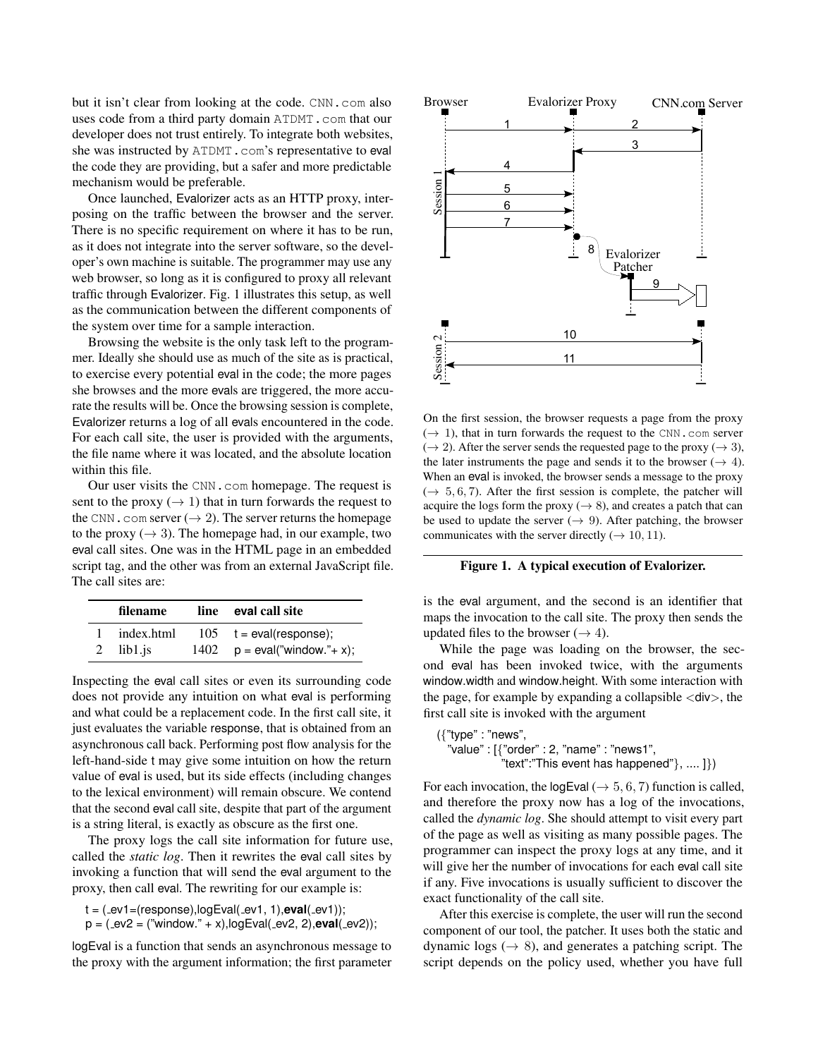but it isn't clear from looking at the code. CNN.com also uses code from a third party domain ATDMT.com that our developer does not trust entirely. To integrate both websites, she was instructed by ATDMT.com's representative to eval the code they are providing, but a safer and more predictable mechanism would be preferable.

Once launched, Evalorizer acts as an HTTP proxy, interposing on the traffic between the browser and the server. There is no specific requirement on where it has to be run, as it does not integrate into the server software, so the developer's own machine is suitable. The programmer may use any web browser, so long as it is configured to proxy all relevant traffic through Evalorizer. Fig. 1 illustrates this setup, as well as the communication between the different components of the system over time for a sample interaction.

Browsing the website is the only task left to the programmer. Ideally she should use as much of the site as is practical, to exercise every potential eval in the code; the more pages she browses and the more evals are triggered, the more accurate the results will be. Once the browsing session is complete, Evalorizer returns a log of all evals encountered in the code. For each call site, the user is provided with the arguments, the file name where it was located, and the absolute location within this file.

Our user visits the CNN.com homepage. The request is sent to the proxy ($\rightarrow 1$) that in turn forwards the request to the CNN.com server ($\rightarrow 2$). The server returns the homepage to the proxy ($\rightarrow 3$). The homepage had, in our example, two eval call sites. One was in the HTML page in an embedded script tag, and the other was from an external JavaScript file. The call sites are:

| | filename | line | eval call site |
|---|---|---|---|
| 1 | index.html | 105 | t = eval(response); |
| 2 | lib1.js | 1402 | p = eval("window."+ x); |

Inspecting the eval call sites or even its surrounding code does not provide any intuition on what eval is performing and what could be a replacement code. In the first call site, it just evaluates the variable response, that is obtained from an asynchronous call back. Performing post flow analysis for the left-hand-side t may give some intuition on how the return value of eval is used, but its side effects (including changes to the lexical environment) will remain obscure. We contend that the second eval call site, despite that part of the argument is a string literal, is exactly as obscure as the first one.

The proxy logs the call site information for future use, called the *static log*. Then it rewrites the eval call sites by invoking a function that will send the eval argument to the proxy, then call eval. The rewriting for our example is:

```
t = (_ev1=(response),logEval(_ev1, 1),eval(_ev1));
p = (_ev2 = ("window." + x),logEval(_ev2, 2),eval(_ev2));
```

logEval is a function that sends an asynchronous message to the proxy with the argument information; the first parameter is the eval argument, and the second is an identifier that maps the invocation to the call site. The proxy then sends the updated files to the browser ($\rightarrow 4$).

While the page was loading on the browser, the second eval has been invoked twice, with the arguments window.width and window.height. With some interaction with the page, for example by expanding a collapsible <div>, the first call site is invoked with the argument

```
({"type" : "news",
  "value" : [{"order" : 2, "name" : "news1",
             "text":"This event has happened"}, .... ]})
```

For each invocation, the logEval ($\rightarrow 5, 6, 7$) function is called, and therefore the proxy now has a log of the invocations, called the *dynamic log*. She should attempt to visit every part of the page as well as visiting as many possible pages. The programmer can inspect the proxy logs at any time, and it will give her the number of invocations for each eval call site if any. Five invocations is usually sufficient to discover the exact functionality of the call site.

After this exercise is complete, the user will run the second component of our tool, the patcher. It uses both the static and dynamic logs ($\rightarrow 8$), and generates a patching script. The script depends on the policy used, whether you have full

On the first session, the browser requests a page from the proxy ($\rightarrow 1$), that in turn forwards the request to the CNN.com server ($\rightarrow 2$). After the server sends the requested page to the proxy ($\rightarrow 3$), the later instruments the page and sends it to the browser ($\rightarrow 4$). When an eval is invoked, the browser sends a message to the proxy ($\rightarrow 5, 6, 7$). After the first session is complete, the patcher will acquire the logs form the proxy ($\rightarrow 8$), and creates a patch that can be used to update the server ($\rightarrow 9$). After patching, the browser communicates with the server directly ($\rightarrow 10, 11$).

**Figure 1. A typical execution of Evalorizer.**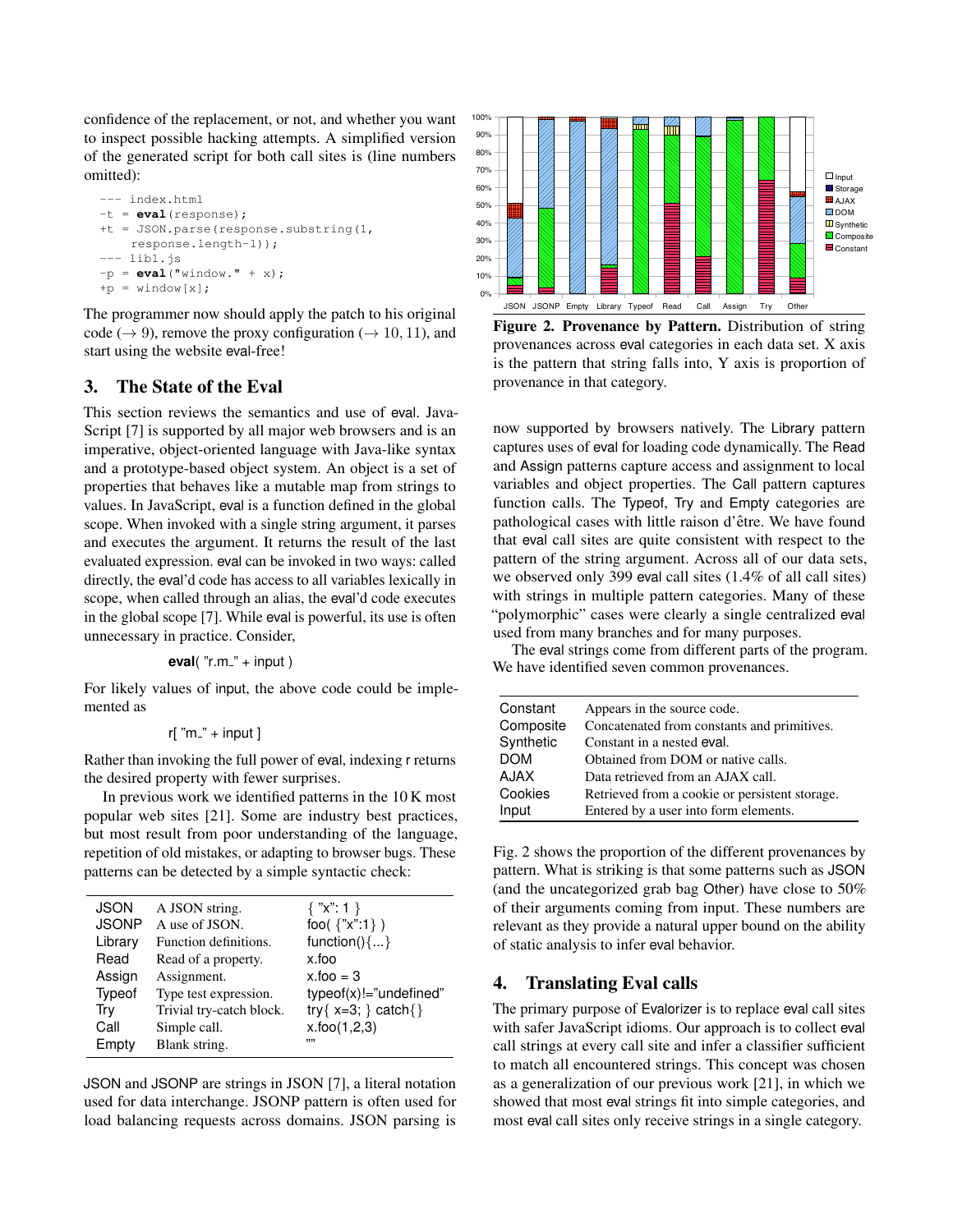confidence of the replacement, or not, and whether you want to inspect possible hacking attempts. A simplified version of the generated script for both call sites is (line numbers omitted):

```
--- index.html
-t = eval(response);
+t = JSON.parse(response.substring(1,
    response.length-1));
--- lib1.js
-p = eval("window." + x);
+p = window[x];
```

The programmer now should apply the patch to his original code ($\rightarrow 9$), remove the proxy configuration ($\rightarrow 10, 11$), and start using the website eval-free!

## 3. The State of the Eval

This section reviews the semantics and use of eval. JavaScript [7] is supported by all major web browsers and is an imperative, object-oriented language with Java-like syntax and a prototype-based object system. An object is a set of properties that behaves like a mutable map from strings to values. In JavaScript, eval is a function defined in the global scope. When invoked with a single string argument, it parses and executes the argument. It returns the result of the last evaluated expression. eval can be invoked in two ways: called directly, the eval'd code has access to all variables lexically in scope, when called through an alias, the eval'd code executes in the global scope [7]. While eval is powerful, its use is often unnecessary in practice. Consider,

**eval**( "r.m_" + input )

For likely values of input, the above code could be implemented as

r[ "m_" + input ]

Rather than invoking the full power of eval, indexing r returns the desired property with fewer surprises.

In previous work we identified patterns in the 10 K most popular web sites [21]. Some are industry best practices, but most result from poor understanding of the language, repetition of old mistakes, or adapting to browser bugs. These patterns can be detected by a simple syntactic check:

| | | |
|---|---|---|
| JSON | A JSON string. | { "x": 1 } |
| JSONP | A use of JSON. | foo( {"x":1} ) |
| Library | Function definitions. | function(){...} |
| Read | Read of a property. | x.foo |
| Assign | Assignment. | x.foo = 3 |
| Typeof | Type test expression. | typeof(x)!="undefined" |
| Try | Trivial try-catch block. | try{ x=3; } catch{} |
| Call | Simple call. | x.foo(1,2,3) |
| Empty | Blank string. | "" |

JSON and JSONP are strings in JSON [7], a literal notation used for data interchange. JSONP pattern is often used for load balancing requests across domains. JSON parsing is now supported by browsers natively. The Library pattern captures uses of eval for loading code dynamically. The Read and Assign patterns capture access and assignment to local variables and object properties. The Call pattern captures function calls. The Typeof, Try and Empty categories are pathological cases with little raison d'être. We have found that eval call sites are quite consistent with respect to the pattern of the string argument. Across all of our data sets, we observed only 399 eval call sites (1.4% of all call sites) with strings in multiple pattern categories. Many of these "polymorphic" cases were clearly a single centralized eval used from many branches and for many purposes.

**Figure 2. Provenance by Pattern.** Distribution of string provenances across eval categories in each data set. X axis is the pattern that string falls into, Y axis is proportion of provenance in that category.

The eval strings come from different parts of the program. We have identified seven common provenances.

| | |
|---|---|
| Constant | Appears in the source code. |
| Composite | Concatenated from constants and primitives. |
| Synthetic | Constant in a nested eval. |
| DOM | Obtained from DOM or native calls. |
| AJAX | Data retrieved from an AJAX call. |
| Cookies | Retrieved from a cookie or persistent storage. |
| Input | Entered by a user into form elements. |

Fig. 2 shows the proportion of the different provenances by pattern. What is striking is that some patterns such as JSON (and the uncategorized grab bag Other) have close to 50% of their arguments coming from input. These numbers are relevant as they provide a natural upper bound on the ability of static analysis to infer eval behavior.

## 4. Translating Eval calls

The primary purpose of Evalorizer is to replace eval call sites with safer JavaScript idioms. Our approach is to collect eval call strings at every call site and infer a classifier sufficient to match all encountered strings. This concept was chosen as a generalization of our previous work [21], in which we showed that most eval strings fit into simple categories, and most eval call sites only receive strings in a single category.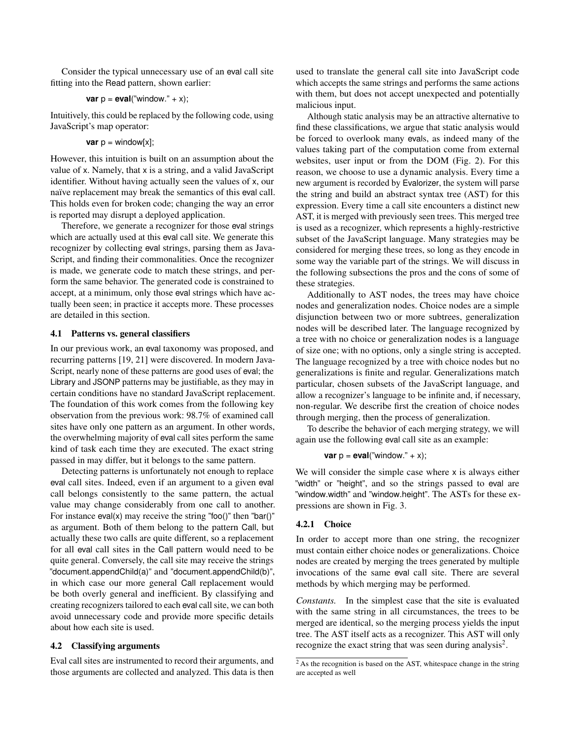Consider the typical unnecessary use of an eval call site fitting into the Read pattern, shown earlier:

```
var p = eval("window." + x);
```

Intuitively, this could be replaced by the following code, using JavaScript's map operator:

```
var p = window[x];
```

However, this intuition is built on an assumption about the value of x. Namely, that x is a string, and a valid JavaScript identifier. Without having actually seen the values of x, our naïve replacement may break the semantics of this eval call. This holds even for broken code; changing the way an error is reported may disrupt a deployed application.

Therefore, we generate a recognizer for those eval strings which are actually used at this eval call site. We generate this recognizer by collecting eval strings, parsing them as JavaScript, and finding their commonalities. Once the recognizer is made, we generate code to match these strings, and perform the same behavior. The generated code is constrained to accept, at a minimum, only those eval strings which have actually been seen; in practice it accepts more. These processes are detailed in this section.

### 4.1 Patterns vs. general classifiers

In our previous work, an eval taxonomy was proposed, and recurring patterns [19, 21] were discovered. In modern JavaScript, nearly none of these patterns are good uses of eval; the Library and JSONP patterns may be justifiable, as they may in certain conditions have no standard JavaScript replacement. The foundation of this work comes from the following key observation from the previous work: 98.7% of examined call sites have only one pattern as an argument. In other words, the overwhelming majority of eval call sites perform the same kind of task each time they are executed. The exact string passed in may differ, but it belongs to the same pattern.

Detecting patterns is unfortunately not enough to replace eval call sites. Indeed, even if an argument to a given eval call belongs consistently to the same pattern, the actual value may change considerably from one call to another. For instance eval(x) may receive the string "foo()" then "bar()" as argument. Both of them belong to the pattern Call, but actually these two calls are quite different, so a replacement for all eval call sites in the Call pattern would need to be quite general. Conversely, the call site may receive the strings "document.appendChild(a)" and "document.appendChild(b)", in which case our more general Call replacement would be both overly general and inefficient. By classifying and creating recognizers tailored to each eval call site, we can both avoid unnecessary code and provide more specific details about how each site is used.

### 4.2 Classifying arguments

Eval call sites are instrumented to record their arguments, and those arguments are collected and analyzed. This data is then used to translate the general call site into JavaScript code which accepts the same strings and performs the same actions with them, but does not accept unexpected and potentially malicious input.

Although static analysis may be an attractive alternative to find these classifications, we argue that static analysis would be forced to overlook many evals, as indeed many of the values taking part of the computation come from external websites, user input or from the DOM (Fig. 2). For this reason, we choose to use a dynamic analysis. Every time a new argument is recorded by Evalorizer, the system will parse the string and build an abstract syntax tree (AST) for this expression. Every time a call site encounters a distinct new AST, it is merged with previously seen trees. This merged tree is used as a recognizer, which represents a highly-restrictive subset of the JavaScript language. Many strategies may be considered for merging these trees, so long as they encode in some way the variable part of the strings. We will discuss in the following subsections the pros and the cons of some of these strategies.

Additionally to AST nodes, the trees may have choice nodes and generalization nodes. Choice nodes are a simple disjunction between two or more subtrees, generalization nodes will be described later. The language recognized by a tree with no choice or generalization nodes is a language of size one; with no options, only a single string is accepted. The language recognized by a tree with choice nodes but no generalizations is finite and regular. Generalizations match particular, chosen subsets of the JavaScript language, and allow a recognizer's language to be infinite and, if necessary, non-regular. We describe first the creation of choice nodes through merging, then the process of generalization.

To describe the behavior of each merging strategy, we will again use the following eval call site as an example:

```
var p = eval("window." + x);
```

We will consider the simple case where x is always either "width" or "height", and so the strings passed to eval are "window.width" and "window.height". The ASTs for these expressions are shown in Fig. 3.

#### 4.2.1 Choice

In order to accept more than one string, the recognizer must contain either choice nodes or generalizations. Choice nodes are created by merging the trees generated by multiple invocations of the same eval call site. There are several methods by which merging may be performed.

*Constants.* In the simplest case that the site is evaluated with the same string in all circumstances, the trees to be merged are identical, so the merging process yields the input tree. The AST itself acts as a recognizer. This AST will only recognize the exact string that was seen during analysis[2].

[2] As the recognition is based on the AST, whitespace change in the string are accepted as well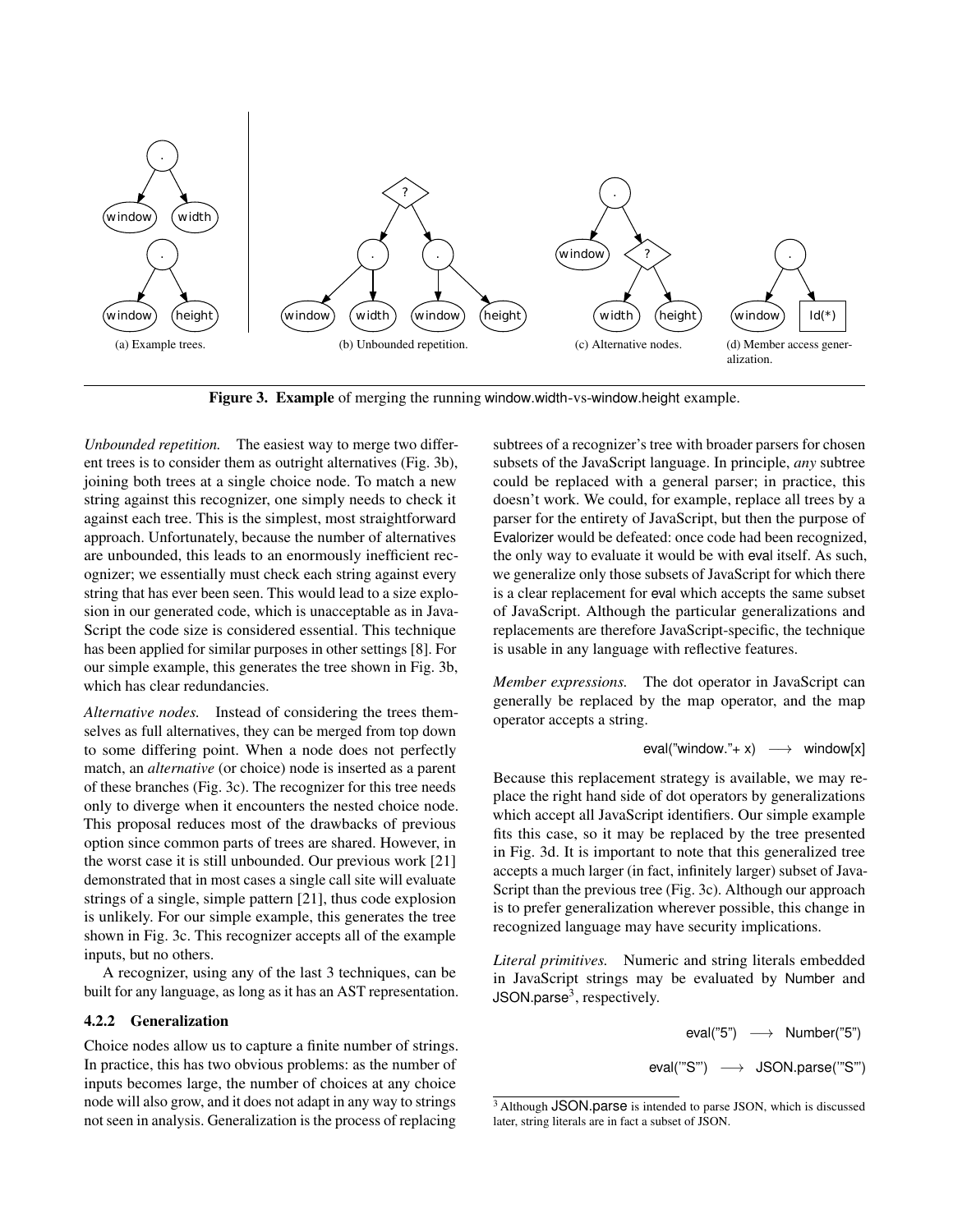(a) Example trees.

(b) Unbounded repetition.

(c) Alternative nodes.

(d) Member access generalization.

**Figure 3. Example** of merging the running window.width-vs-window.height example.

*Unbounded repetition.* The easiest way to merge two different trees is to consider them as outright alternatives (Fig. 3b), joining both trees at a single choice node. To match a new string against this recognizer, one simply needs to check it against each tree. This is the simplest, most straightforward approach. Unfortunately, because the number of alternatives are unbounded, this leads to an enormously inefficient recognizer; we essentially must check each string against every string that has ever been seen. This would lead to a size explosion in our generated code, which is unacceptable as in JavaScript the code size is considered essential. This technique has been applied for similar purposes in other settings [8]. For our simple example, this generates the tree shown in Fig. 3b, which has clear redundancies.

*Alternative nodes.* Instead of considering the trees themselves as full alternatives, they can be merged from top down to some differing point. When a node does not perfectly match, an *alternative* (or choice) node is inserted as a parent of these branches (Fig. 3c). The recognizer for this tree needs only to diverge when it encounters the nested choice node. This proposal reduces most of the drawbacks of previous option since common parts of trees are shared. However, in the worst case it is still unbounded. Our previous work [21] demonstrated that in most cases a single call site will evaluate strings of a single, simple pattern [21], thus code explosion is unlikely. For our simple example, this generates the tree shown in Fig. 3c. This recognizer accepts all of the example inputs, but no others.

A recognizer, using any of the last 3 techniques, can be built for any language, as long as it has an AST representation.

### 4.2.2 Generalization

Choice nodes allow us to capture a finite number of strings. In practice, this has two obvious problems: as the number of inputs becomes large, the number of choices at any choice node will also grow, and it does not adapt in any way to strings not seen in analysis. Generalization is the process of replacing subtrees of a recognizer's tree with broader parsers for chosen subsets of the JavaScript language. In principle, *any* subtree could be replaced with a general parser; in practice, this doesn't work. We could, for example, replace all trees by a parser for the entirety of JavaScript, but then the purpose of Evalorizer would be defeated: once code had been recognized, the only way to evaluate it would be with eval itself. As such, we generalize only those subsets of JavaScript for which there is a clear replacement for eval which accepts the same subset of JavaScript. Although the particular generalizations and replacements are therefore JavaScript-specific, the technique is usable in any language with reflective features.

*Member expressions.* The dot operator in JavaScript can generally be replaced by the map operator, and the map operator accepts a string.

```
eval("window."+ x)  ⟶  window[x]
```

Because this replacement strategy is available, we may replace the right hand side of dot operators by generalizations which accept all JavaScript identifiers. Our simple example fits this case, so it may be replaced by the tree presented in Fig. 3d. It is important to note that this generalized tree accepts a much larger (in fact, infinitely larger) subset of JavaScript than the previous tree (Fig. 3c). Although our approach is to prefer generalization wherever possible, this change in recognized language may have security implications.

*Literal primitives.* Numeric and string literals embedded in JavaScript strings may be evaluated by Number and JSON.parse[3], respectively.

```
eval("5")  ⟶  Number("5")

eval('"S"')  ⟶  JSON.parse('"S"')
```

[3] Although JSON.parse is intended to parse JSON, which is discussed later, string literals are in fact a subset of JSON.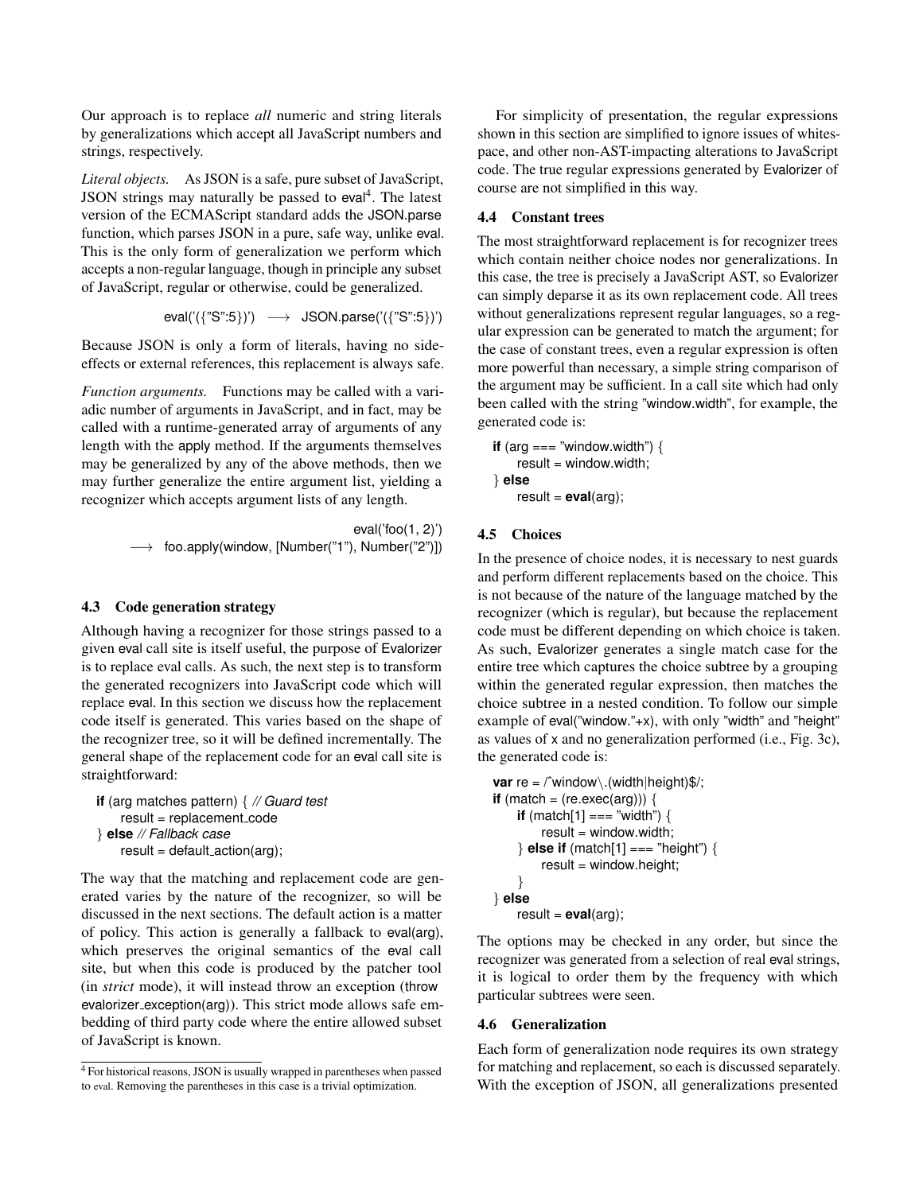Our approach is to replace *all* numeric and string literals by generalizations which accept all JavaScript numbers and strings, respectively.

*Literal objects.* As JSON is a safe, pure subset of JavaScript, JSON strings may naturally be passed to eval[4]. The latest version of the ECMAScript standard adds the JSON.parse function, which parses JSON in a pure, safe way, unlike eval. This is the only form of generalization we perform which accepts a non-regular language, though in principle any subset of JavaScript, regular or otherwise, could be generalized.

```
eval('({"S":5})')  ⟶  JSON.parse('({"S":5})')
```

Because JSON is only a form of literals, having no side-effects or external references, this replacement is always safe.

*Function arguments.* Functions may be called with a variadic number of arguments in JavaScript, and in fact, may be called with a runtime-generated array of arguments of any length with the apply method. If the arguments themselves may be generalized by any of the above methods, then we may further generalize the entire argument list, yielding a recognizer which accepts argument lists of any length.

```
eval('foo(1, 2)')
  ⟶  foo.apply(window, [Number("1"), Number("2")])
```

### 4.3 Code generation strategy

Although having a recognizer for those strings passed to a given eval call site is itself useful, the purpose of Evalorizer is to replace eval calls. As such, the next step is to transform the generated recognizers into JavaScript code which will replace eval. In this section we discuss how the replacement code itself is generated. This varies based on the shape of the recognizer tree, so it will be defined incrementally. The general shape of the replacement code for an eval call site is straightforward:

```
if (arg matches pattern) { // Guard test
    result = replacement_code
} else // Fallback case
    result = default_action(arg);
```

The way that the matching and replacement code are generated varies by the nature of the recognizer, so will be discussed in the next sections. The default action is a matter of policy. This action is generally a fallback to eval(arg), which preserves the original semantics of the eval call site, but when this code is produced by the patcher tool (in *strict* mode), it will instead throw an exception (throw evalorizer_exception(arg)). This strict mode allows safe embedding of third party code where the entire allowed subset of JavaScript is known.

[4] For historical reasons, JSON is usually wrapped in parentheses when passed to eval. Removing the parentheses in this case is a trivial optimization.

For simplicity of presentation, the regular expressions shown in this section are simplified to ignore issues of whitespace, and other non-AST-impacting alterations to JavaScript code. The true regular expressions generated by Evalorizer of course are not simplified in this way.

### 4.4 Constant trees

The most straightforward replacement is for recognizer trees which contain neither choice nodes nor generalizations. In this case, the tree is precisely a JavaScript AST, so Evalorizer can simply deparse it as its own replacement code. All trees without generalizations represent regular languages, so a regular expression can be generated to match the argument; for the case of constant trees, even a regular expression is often more powerful than necessary, a simple string comparison of the argument may be sufficient. In a call site which had only been called with the string "window.width", for example, the generated code is:

```
if (arg === "window.width") {
    result = window.width;
} else
    result = eval(arg);
```

### 4.5 Choices

In the presence of choice nodes, it is necessary to nest guards and perform different replacements based on the choice. This is not because of the nature of the language matched by the recognizer (which is regular), but because the replacement code must be different depending on which choice is taken. As such, Evalorizer generates a single match case for the entire tree which captures the choice subtree by a grouping within the generated regular expression, then matches the choice subtree in a nested condition. To follow our simple example of eval("window."+x), with only "width" and "height" as values of x and no generalization performed (i.e., Fig. 3c), the generated code is:

```
var re = /^window\.(width|height)$/;
if (match = (re.exec(arg))) {
    if (match[1] === "width") {
        result = window.width;
    } else if (match[1] === "height") {
        result = window.height;
    }
} else
    result = eval(arg);
```

The options may be checked in any order, but since the recognizer was generated from a selection of real eval strings, it is logical to order them by the frequency with which particular subtrees were seen.

### 4.6 Generalization

Each form of generalization node requires its own strategy for matching and replacement, so each is discussed separately. With the exception of JSON, all generalizations presented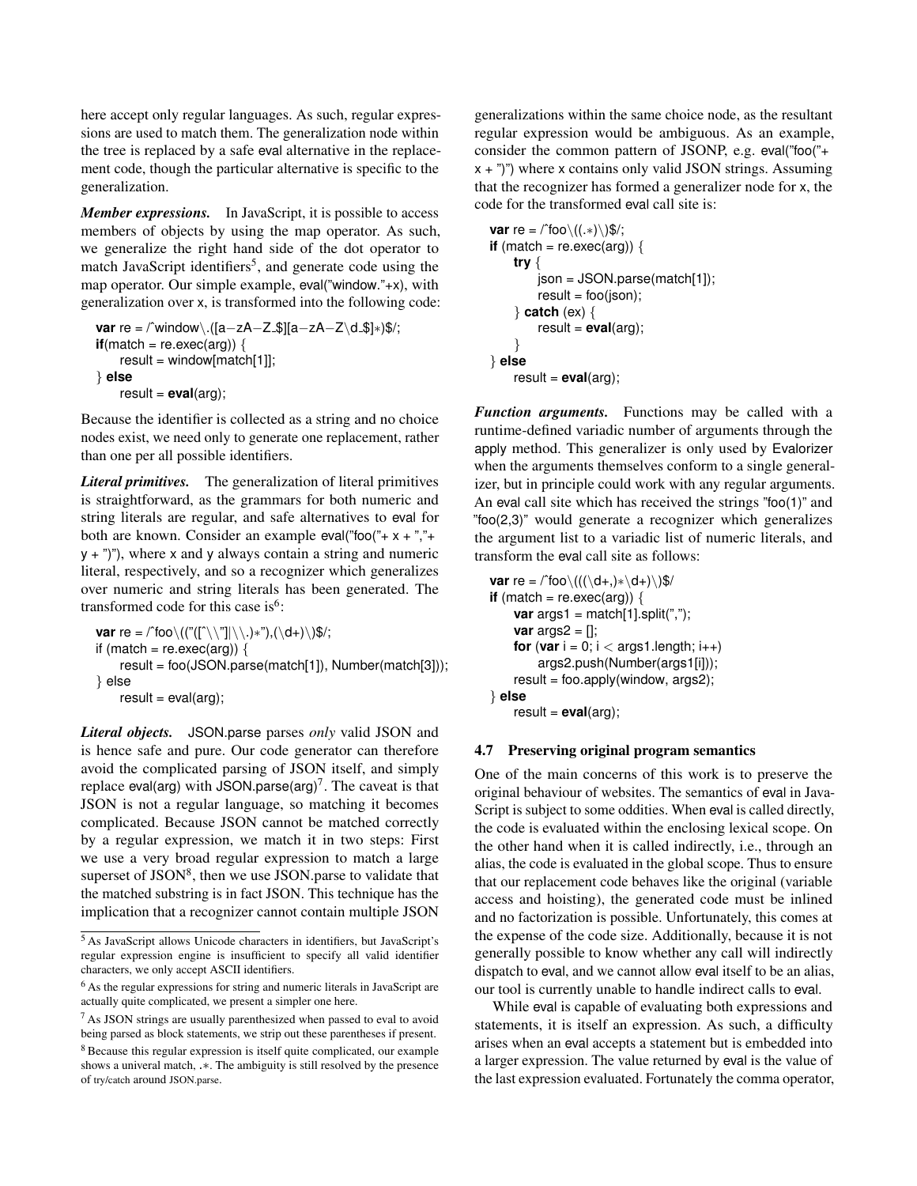here accept only regular languages. As such, regular expressions are used to match them. The generalization node within the tree is replaced by a safe eval alternative in the replacement code, though the particular alternative is specific to the generalization.

***Member expressions.*** In JavaScript, it is possible to access members of objects by using the map operator. As such, we generalize the right hand side of the dot operator to match JavaScript identifiers[5], and generate code using the map operator. Our simple example, eval("window."+x), with generalization over x, is transformed into the following code:

```
var re = /^window\.([a−zA−Z_$][a−zA−Z\d_$]∗)$/;
if(match = re.exec(arg)) {
    result = window[match[1]];
} else
    result = eval(arg);
```

Because the identifier is collected as a string and no choice nodes exist, we need only to generate one replacement, rather than one per all possible identifiers.

***Literal primitives.*** The generalization of literal primitives is straightforward, as the grammars for both numeric and string literals are regular, and safe alternatives to eval for both are known. Consider an example eval("foo("+ x + ","+ y + ")"), where x and y always contain a string and numeric literal, respectively, and so a recognizer which generalizes over numeric and string literals has been generated. The transformed code for this case is[6]:

```
var re = /^foo\(("([^\\"]|\\.)∗"),(\d+)\)$/;
if (match = re.exec(arg)) {
    result = foo(JSON.parse(match[1]), Number(match[3]));
} else
    result = eval(arg);
```

***Literal objects.*** JSON.parse parses *only* valid JSON and is hence safe and pure. Our code generator can therefore avoid the complicated parsing of JSON itself, and simply replace eval(arg) with JSON.parse(arg)[7]. The caveat is that JSON is not a regular language, so matching it becomes complicated. Because JSON cannot be matched correctly by a regular expression, we match it in two steps: First we use a very broad regular expression to match a large superset of JSON[8], then we use JSON.parse to validate that the matched substring is in fact JSON. This technique has the implication that a recognizer cannot contain multiple JSON generalizations within the same choice node, as the resultant regular expression would be ambiguous. As an example, consider the common pattern of JSONP, e.g. eval("foo("+ x + ")") where x contains only valid JSON strings. Assuming that the recognizer has formed a generalizer node for x, the code for the transformed eval call site is:

```
var re = /^foo\((.∗)\)$/;
if (match = re.exec(arg)) {
    try {
        json = JSON.parse(match[1]);
        result = foo(json);
    } catch (ex) {
        result = eval(arg);
    }
} else
    result = eval(arg);
```

***Function arguments.*** Functions may be called with a runtime-defined variadic number of arguments through the apply method. This generalizer is only used by Evalorizer when the arguments themselves conform to a single generalizer, but in principle could work with any regular arguments. An eval call site which has received the strings "foo(1)" and "foo(2,3)" would generate a recognizer which generalizes the argument list to a variadic list of numeric literals, and transform the eval call site as follows:

```
var re = /^foo\(((\d+,)∗\d+)\)$/
if (match = re.exec(arg)) {
    var args1 = match[1].split(",");
    var args2 = [];
    for (var i = 0; i < args1.length; i++)
        args2.push(Number(args1[i]));
    result = foo.apply(window, args2);
} else
    result = eval(arg);
```

### 4.7 Preserving original program semantics

One of the main concerns of this work is to preserve the original behaviour of websites. The semantics of eval in JavaScript is subject to some oddities. When eval is called directly, the code is evaluated within the enclosing lexical scope. On the other hand when it is called indirectly, i.e., through an alias, the code is evaluated in the global scope. Thus to ensure that our replacement code behaves like the original (variable access and hoisting), the generated code must be inlined and no factorization is possible. Unfortunately, this comes at the expense of the code size. Additionally, because it is not generally possible to know whether any call will indirectly dispatch to eval, and we cannot allow eval itself to be an alias, our tool is currently unable to handle indirect calls to eval.

While eval is capable of evaluating both expressions and statements, it is itself an expression. As such, a difficulty arises when an eval accepts a statement but is embedded into a larger expression. The value returned by eval is the value of the last expression evaluated. Fortunately the comma operator,

---

[5] As JavaScript allows Unicode characters in identifiers, but JavaScript's regular expression engine is insufficient to specify all valid identifier characters, we only accept ASCII identifiers.

[6] As the regular expressions for string and numeric literals in JavaScript are actually quite complicated, we present a simpler one here.

[7] As JSON strings are usually parenthesized when passed to eval to avoid being parsed as block statements, we strip out these parentheses if present.

[8] Because this regular expression is itself quite complicated, our example shows a univeral match, .∗. The ambiguity is still resolved by the presence of try/catch around JSON.parse.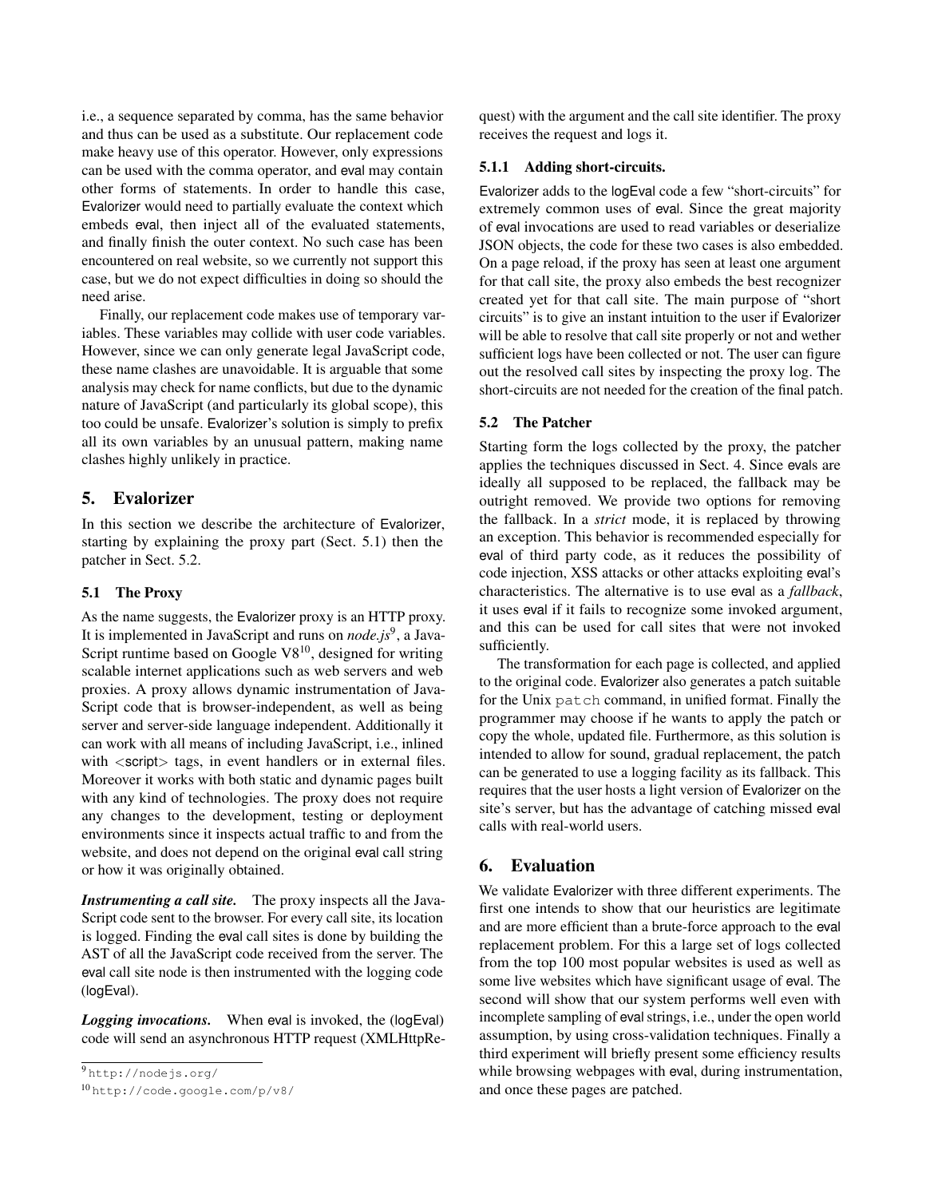i.e., a sequence separated by comma, has the same behavior and thus can be used as a substitute. Our replacement code make heavy use of this operator. However, only expressions can be used with the comma operator, and eval may contain other forms of statements. In order to handle this case, Evalorizer would need to partially evaluate the context which embeds eval, then inject all of the evaluated statements, and finally finish the outer context. No such case has been encountered on real website, so we currently not support this case, but we do not expect difficulties in doing so should the need arise.

Finally, our replacement code makes use of temporary variables. These variables may collide with user code variables. However, since we can only generate legal JavaScript code, these name clashes are unavoidable. It is arguable that some analysis may check for name conflicts, but due to the dynamic nature of JavaScript (and particularly its global scope), this too could be unsafe. Evalorizer's solution is simply to prefix all its own variables by an unusual pattern, making name clashes highly unlikely in practice.

## 5. Evalorizer

In this section we describe the architecture of Evalorizer, starting by explaining the proxy part (Sect. 5.1) then the patcher in Sect. 5.2.

### 5.1 The Proxy

As the name suggests, the Evalorizer proxy is an HTTP proxy. It is implemented in JavaScript and runs on *node.js*[9], a JavaScript runtime based on Google V8[10], designed for writing scalable internet applications such as web servers and web proxies. A proxy allows dynamic instrumentation of JavaScript code that is browser-independent, as well as being server and server-side language independent. Additionally it can work with all means of including JavaScript, i.e., inlined with <script> tags, in event handlers or in external files. Moreover it works with both static and dynamic pages built with any kind of technologies. The proxy does not require any changes to the development, testing or deployment environments since it inspects actual traffic to and from the website, and does not depend on the original eval call string or how it was originally obtained.

***Instrumenting a call site.*** The proxy inspects all the JavaScript code sent to the browser. For every call site, its location is logged. Finding the eval call sites is done by building the AST of all the JavaScript code received from the server. The eval call site node is then instrumented with the logging code (logEval).

***Logging invocations.*** When eval is invoked, the (logEval) code will send an asynchronous HTTP request (XMLHttpRequest) with the argument and the call site identifier. The proxy receives the request and logs it.

#### 5.1.1 Adding short-circuits.

Evalorizer adds to the logEval code a few "short-circuits" for extremely common uses of eval. Since the great majority of eval invocations are used to read variables or deserialize JSON objects, the code for these two cases is also embedded. On a page reload, if the proxy has seen at least one argument for that call site, the proxy also embeds the best recognizer created yet for that call site. The main purpose of "short circuits" is to give an instant intuition to the user if Evalorizer will be able to resolve that call site properly or not and wether sufficient logs have been collected or not. The user can figure out the resolved call sites by inspecting the proxy log. The short-circuits are not needed for the creation of the final patch.

### 5.2 The Patcher

Starting form the logs collected by the proxy, the patcher applies the techniques discussed in Sect. 4. Since evals are ideally all supposed to be replaced, the fallback may be outright removed. We provide two options for removing the fallback. In a *strict* mode, it is replaced by throwing an exception. This behavior is recommended especially for eval of third party code, as it reduces the possibility of code injection, XSS attacks or other attacks exploiting eval's characteristics. The alternative is to use eval as a *fallback*, it uses eval if it fails to recognize some invoked argument, and this can be used for call sites that were not invoked sufficiently.

The transformation for each page is collected, and applied to the original code. Evalorizer also generates a patch suitable for the Unix `patch` command, in unified format. Finally the programmer may choose if he wants to apply the patch or copy the whole, updated file. Furthermore, as this solution is intended to allow for sound, gradual replacement, the patch can be generated to use a logging facility as its fallback. This requires that the user hosts a light version of Evalorizer on the site's server, but has the advantage of catching missed eval calls with real-world users.

## 6. Evaluation

We validate Evalorizer with three different experiments. The first one intends to show that our heuristics are legitimate and are more efficient than a brute-force approach to the eval replacement problem. For this a large set of logs collected from the top 100 most popular websites is used as well as some live websites which have significant usage of eval. The second will show that our system performs well even with incomplete sampling of eval strings, i.e., under the open world assumption, by using cross-validation techniques. Finally a third experiment will briefly present some efficiency results while browsing webpages with eval, during instrumentation, and once these pages are patched.

[9] `http://nodejs.org/`

[10] `http://code.google.com/p/v8/`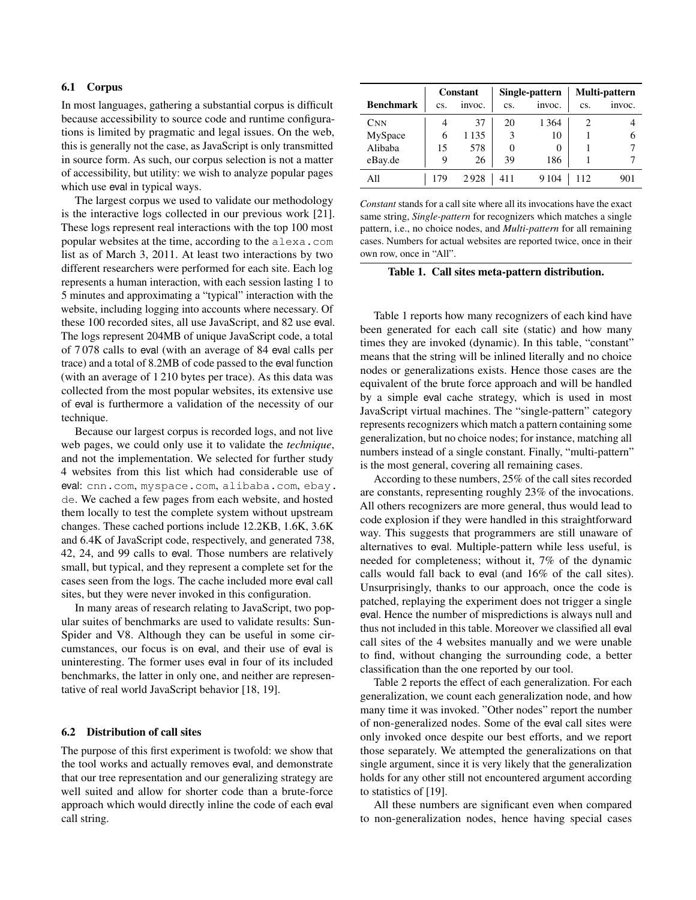### 6.1 Corpus

In most languages, gathering a substantial corpus is difficult because accessibility to source code and runtime configurations is limited by pragmatic and legal issues. On the web, this is generally not the case, as JavaScript is only transmitted in source form. As such, our corpus selection is not a matter of accessibility, but utility: we wish to analyze popular pages which use eval in typical ways.

The largest corpus we used to validate our methodology is the interactive logs collected in our previous work [21]. These logs represent real interactions with the top 100 most popular websites at the time, according to the `alexa.com` list as of March 3, 2011. At least two interactions by two different researchers were performed for each site. Each log represents a human interaction, with each session lasting 1 to 5 minutes and approximating a "typical" interaction with the website, including logging into accounts where necessary. Of these 100 recorded sites, all use JavaScript, and 82 use eval. The logs represent 204MB of unique JavaScript code, a total of 7 078 calls to eval (with an average of 84 eval calls per trace) and a total of 8.2MB of code passed to the eval function (with an average of 1 210 bytes per trace). As this data was collected from the most popular websites, its extensive use of eval is furthermore a validation of the necessity of our technique.

Because our largest corpus is recorded logs, and not live web pages, we could only use it to validate the *technique*, and not the implementation. We selected for further study 4 websites from this list which had considerable use of eval: `cnn.com`, `myspace.com`, `alibaba.com`, `ebay.de`. We cached a few pages from each website, and hosted them locally to test the complete system without upstream changes. These cached portions include 12.2KB, 1.6K, 3.6K and 6.4K of JavaScript code, respectively, and generated 738, 42, 24, and 99 calls to eval. Those numbers are relatively small, but typical, and they represent a complete set for the cases seen from the logs. The cache included more eval call sites, but they were never invoked in this configuration.

In many areas of research relating to JavaScript, two popular suites of benchmarks are used to validate results: SunSpider and V8. Although they can be useful in some circumstances, our focus is on eval, and their use of eval is uninteresting. The former uses eval in four of its included benchmarks, the latter in only one, and neither are representative of real world JavaScript behavior [18, 19].

### 6.2 Distribution of call sites

The purpose of this first experiment is twofold: we show that the tool works and actually removes eval, and demonstrate that our tree representation and our generalizing strategy are well suited and allow for shorter code than a brute-force approach which would directly inline the code of each eval call string.

| | Constant | | Single-pattern | | Multi-pattern | |
|---|---|---|---|---|---|---|
| **Benchmark** | cs. | invoc. | cs. | invoc. | cs. | invoc. |
| CNN | 4 | 37 | 20 | 1 364 | 2 | 4 |
| MySpace | 6 | 1 135 | 3 | 10 | 1 | 6 |
| Alibaba | 15 | 578 | 0 | 0 | 1 | 7 |
| eBay.de | 9 | 26 | 39 | 186 | 1 | 7 |
| All | 179 | 2 928 | 411 | 9 104 | 112 | 901 |

*Constant* stands for a call site where all its invocations have the exact same string, *Single-pattern* for recognizers which matches a single pattern, i.e., no choice nodes, and *Multi-pattern* for all remaining cases. Numbers for actual websites are reported twice, once in their own row, once in "All".

**Table 1. Call sites meta-pattern distribution.**

Table 1 reports how many recognizers of each kind have been generated for each call site (static) and how many times they are invoked (dynamic). In this table, "constant" means that the string will be inlined literally and no choice nodes or generalizations exists. Hence those cases are the equivalent of the brute force approach and will be handled by a simple eval cache strategy, which is used in most JavaScript virtual machines. The "single-pattern" category represents recognizers which match a pattern containing some generalization, but no choice nodes; for instance, matching all numbers instead of a single constant. Finally, "multi-pattern" is the most general, covering all remaining cases.

According to these numbers, 25% of the call sites recorded are constants, representing roughly 23% of the invocations. All others recognizers are more general, thus would lead to code explosion if they were handled in this straightforward way. This suggests that programmers are still unaware of alternatives to eval. Multiple-pattern while less useful, is needed for completeness; without it, 7% of the dynamic calls would fall back to eval (and 16% of the call sites). Unsurprisingly, thanks to our approach, once the code is patched, replaying the experiment does not trigger a single eval. Hence the number of mispredictions is always null and thus not included in this table. Moreover we classified all eval call sites of the 4 websites manually and we were unable to find, without changing the surrounding code, a better classification than the one reported by our tool.

Table 2 reports the effect of each generalization. For each generalization, we count each generalization node, and how many time it was invoked. "Other nodes" report the number of non-generalized nodes. Some of the eval call sites were only invoked once despite our best efforts, and we report those separately. We attempted the generalizations on that single argument, since it is very likely that the generalization holds for any other still not encountered argument according to statistics of [19].

All these numbers are significant even when compared to non-generalization nodes, hence having special cases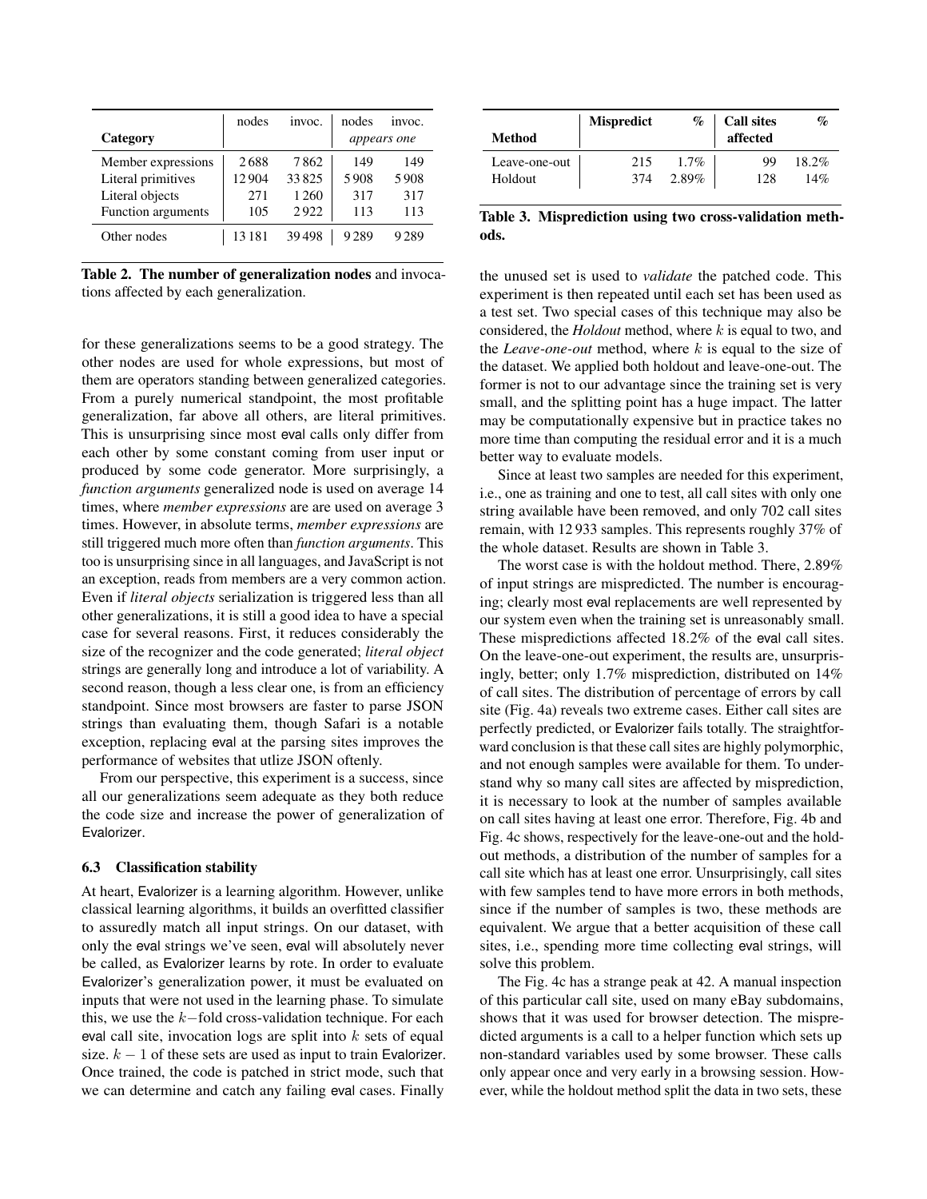| Category | nodes | invoc. | nodes | invoc. |
|---|---|---|---|---|
| | | | *appears one* | |
| Member expressions | 2688 | 7862 | 149 | 149 |
| Literal primitives | 12904 | 33825 | 5908 | 5908 |
| Literal objects | 271 | 1260 | 317 | 317 |
| Function arguments | 105 | 2922 | 113 | 113 |
| Other nodes | 13181 | 39498 | 9289 | 9289 |

**Table 2. The number of generalization nodes** and invocations affected by each generalization.

for these generalizations seems to be a good strategy. The other nodes are used for whole expressions, but most of them are operators standing between generalized categories. From a purely numerical standpoint, the most profitable generalization, far above all others, are literal primitives. This is unsurprising since most eval calls only differ from each other by some constant coming from user input or produced by some code generator. More surprisingly, a *function arguments* generalized node is used on average 14 times, where *member expressions* are are used on average 3 times. However, in absolute terms, *member expressions* are still triggered much more often than *function arguments*. This too is unsurprising since in all languages, and JavaScript is not an exception, reads from members are a very common action. Even if *literal objects* serialization is triggered less than all other generalizations, it is still a good idea to have a special case for several reasons. First, it reduces considerably the size of the recognizer and the code generated; *literal object* strings are generally long and introduce a lot of variability. A second reason, though a less clear one, is from an efficiency standpoint. Since most browsers are faster to parse JSON strings than evaluating them, though Safari is a notable exception, replacing eval at the parsing sites improves the performance of websites that utlize JSON oftenly.

From our perspective, this experiment is a success, since all our generalizations seem adequate as they both reduce the code size and increase the power of generalization of Evalorizer.

### 6.3 Classification stability

At heart, Evalorizer is a learning algorithm. However, unlike classical learning algorithms, it builds an overfitted classifier to assuredly match all input strings. On our dataset, with only the eval strings we've seen, eval will absolutely never be called, as Evalorizer learns by rote. In order to evaluate Evalorizer's generalization power, it must be evaluated on inputs that were not used in the learning phase. To simulate this, we use the $k-$fold cross-validation technique. For each eval call site, invocation logs are split into $k$ sets of equal size. $k-1$ of these sets are used as input to train Evalorizer. Once trained, the code is patched in strict mode, such that we can determine and catch any failing eval cases. Finally

| Method | Mispredict | % | Call sites affected | % |
|---|---|---|---|---|
| Leave-one-out | 215 | 1.7% | 99 | 18.2% |
| Holdout | 374 | 2.89% | 128 | 14% |

**Table 3. Misprediction using two cross-validation methods.**

the unused set is used to *validate* the patched code. This experiment is then repeated until each set has been used as a test set. Two special cases of this technique may also be considered, the *Holdout* method, where $k$ is equal to two, and the *Leave-one-out* method, where $k$ is equal to the size of the dataset. We applied both holdout and leave-one-out. The former is not to our advantage since the training set is very small, and the splitting point has a huge impact. The latter may be computationally expensive but in practice takes no more time than computing the residual error and it is a much better way to evaluate models.

Since at least two samples are needed for this experiment, i.e., one as training and one to test, all call sites with only one string available have been removed, and only 702 call sites remain, with 12 933 samples. This represents roughly 37% of the whole dataset. Results are shown in Table 3.

The worst case is with the holdout method. There, 2.89% of input strings are mispredicted. The number is encouraging; clearly most eval replacements are well represented by our system even when the training set is unreasonably small. These mispredictions affected 18.2% of the eval call sites. On the leave-one-out experiment, the results are, unsurprisingly, better; only 1.7% misprediction, distributed on 14% of call sites. The distribution of percentage of errors by call site (Fig. 4a) reveals two extreme cases. Either call sites are perfectly predicted, or Evalorizer fails totally. The straightforward conclusion is that these call sites are highly polymorphic, and not enough samples were available for them. To understand why so many call sites are affected by misprediction, it is necessary to look at the number of samples available on call sites having at least one error. Therefore, Fig. 4b and Fig. 4c shows, respectively for the leave-one-out and the holdout methods, a distribution of the number of samples for a call site which has at least one error. Unsurprisingly, call sites with few samples tend to have more errors in both methods, since if the number of samples is two, these methods are equivalent. We argue that a better acquisition of these call sites, i.e., spending more time collecting eval strings, will solve this problem.

The Fig. 4c has a strange peak at 42. A manual inspection of this particular call site, used on many eBay subdomains, shows that it was used for browser detection. The mispredicted arguments is a call to a helper function which sets up non-standard variables used by some browser. These calls only appear once and very early in a browsing session. However, while the holdout method split the data in two sets, these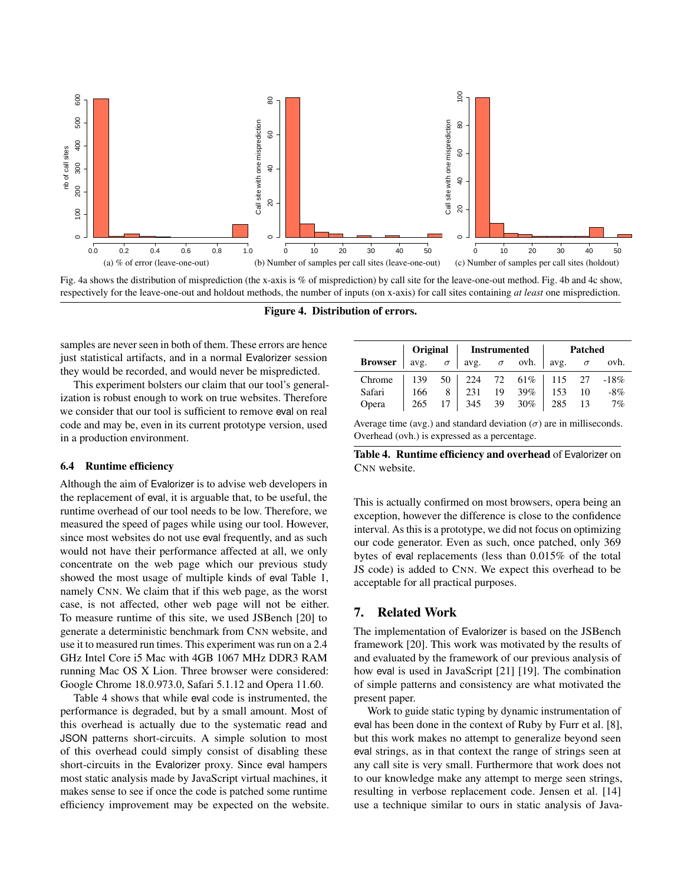(a) % of error (leave-one-out)

(b) Number of samples per call sites (leave-one-out)

(c) Number of samples per call sites (holdout)

Fig. 4a shows the distribution of misprediction (the x-axis is % of misprediction) by call site for the leave-one-out method. Fig. 4b and 4c show, respectively for the leave-one-out and holdout methods, the number of inputs (on x-axis) for call sites containing *at least* one misprediction.

**Figure 4. Distribution of errors.**

samples are never seen in both of them. These errors are hence just statistical artifacts, and in a normal Evalorizer session they would be recorded, and would never be mispredicted.

This experiment bolsters our claim that our tool's generalization is robust enough to work on true websites. Therefore we consider that our tool is sufficient to remove eval on real code and may be, even in its current prototype version, used in a production environment.

### 6.4 Runtime efficiency

Although the aim of Evalorizer is to advise web developers in the replacement of eval, it is arguable that, to be useful, the runtime overhead of our tool needs to be low. Therefore, we measured the speed of pages while using our tool. However, since most websites do not use eval frequently, and as such would not have their performance affected at all, we only concentrate on the web page which our previous study showed the most usage of multiple kinds of eval Table 1, namely CNN. We claim that if this web page, as the worst case, is not affected, other web page will not be either. To measure runtime of this site, we used JSBench [20] to generate a deterministic benchmark from CNN website, and use it to measured run times. This experiment was run on a 2.4 GHz Intel Core i5 Mac with 4GB 1067 MHz DDR3 RAM running Mac OS X Lion. Three browser were considered: Google Chrome 18.0.973.0, Safari 5.1.12 and Opera 11.60.

Table 4 shows that while eval code is instrumented, the performance is degraded, but by a small amount. Most of this overhead is actually due to the systematic read and JSON patterns short-circuits. A simple solution to most of this overhead could simply consist of disabling these short-circuits in the Evalorizer proxy. Since eval hampers most static analysis made by JavaScript virtual machines, it makes sense to see if once the code is patched some runtime efficiency improvement may be expected on the website.

| | Original | | Instrumented | | | Patched | | |
|---|---|---|---|---|---|---|---|---|
| **Browser** | avg. | $\sigma$ | avg. | $\sigma$ | ovh. | avg. | $\sigma$ | ovh. |
| Chrome | 139 | 50 | 224 | 72 | 61% | 115 | 27 | -18% |
| Safari | 166 | 8 | 231 | 19 | 39% | 153 | 10 | -8% |
| Opera | 265 | 17 | 345 | 39 | 30% | 285 | 13 | 7% |

Average time (avg.) and standard deviation ($\sigma$) are in milliseconds. Overhead (ovh.) is expressed as a percentage.

**Table 4. Runtime efficiency and overhead** of Evalorizer on CNN website.

This is actually confirmed on most browsers, opera being an exception, however the difference is close to the confidence interval. As this is a prototype, we did not focus on optimizing our code generator. Even as such, once patched, only 369 bytes of eval replacements (less than 0.015% of the total JS code) is added to CNN. We expect this overhead to be acceptable for all practical purposes.

## 7. Related Work

The implementation of Evalorizer is based on the JSBench framework [20]. This work was motivated by the results of and evaluated by the framework of our previous analysis of how eval is used in JavaScript [21] [19]. The combination of simple patterns and consistency are what motivated the present paper.

Work to guide static typing by dynamic instrumentation of eval has been done in the context of Ruby by Furr et al. [8], but this work makes no attempt to generalize beyond seen eval strings, as in that context the range of strings seen at any call site is very small. Furthermore that work does not to our knowledge make any attempt to merge seen strings, resulting in verbose replacement code. Jensen et al. [14] use a technique similar to ours in static analysis of Java-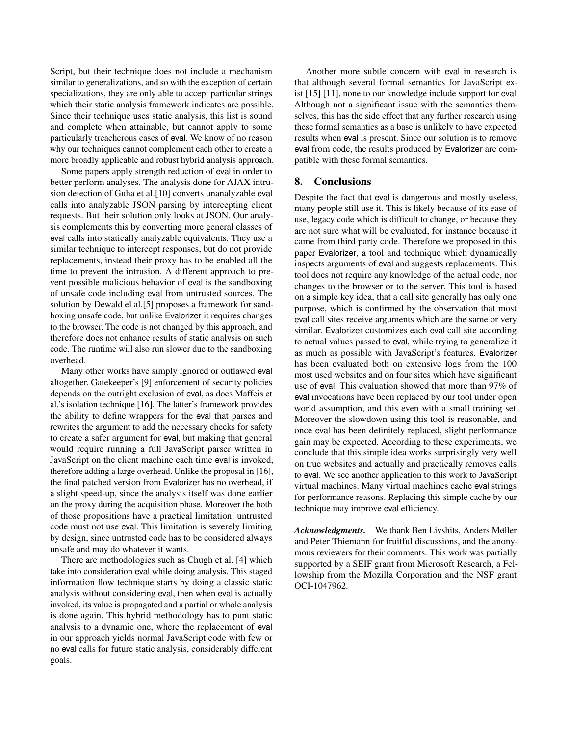Script, but their technique does not include a mechanism similar to generalizations, and so with the exception of certain specializations, they are only able to accept particular strings which their static analysis framework indicates are possible. Since their technique uses static analysis, this list is sound and complete when attainable, but cannot apply to some particularly treacherous cases of eval. We know of no reason why our techniques cannot complement each other to create a more broadly applicable and robust hybrid analysis approach.

Some papers apply strength reduction of eval in order to better perform analyses. The analysis done for AJAX intrusion detection of Guha et al.[10] converts unanalyzable eval calls into analyzable JSON parsing by intercepting client requests. But their solution only looks at JSON. Our analysis complements this by converting more general classes of eval calls into statically analyzable equivalents. They use a similar technique to intercept responses, but do not provide replacements, instead their proxy has to be enabled all the time to prevent the intrusion. A different approach to prevent possible malicious behavior of eval is the sandboxing of unsafe code including eval from untrusted sources. The solution by Dewald el al.[5] proposes a framework for sandboxing unsafe code, but unlike Evalorizer it requires changes to the browser. The code is not changed by this approach, and therefore does not enhance results of static analysis on such code. The runtime will also run slower due to the sandboxing overhead.

Many other works have simply ignored or outlawed eval altogether. Gatekeeper's [9] enforcement of security policies depends on the outright exclusion of eval, as does Maffeis et al.'s isolation technique [16]. The latter's framework provides the ability to define wrappers for the eval that parses and rewrites the argument to add the necessary checks for safety to create a safer argument for eval, but making that general would require running a full JavaScript parser written in JavaScript on the client machine each time eval is invoked, therefore adding a large overhead. Unlike the proposal in [16], the final patched version from Evalorizer has no overhead, if a slight speed-up, since the analysis itself was done earlier on the proxy during the acquisition phase. Moreover the both of those propositions have a practical limitation: untrusted code must not use eval. This limitation is severely limiting by design, since untrusted code has to be considered always unsafe and may do whatever it wants.

There are methodologies such as Chugh et al. [4] which take into consideration eval while doing analysis. This staged information flow technique starts by doing a classic static analysis without considering eval, then when eval is actually invoked, its value is propagated and a partial or whole analysis is done again. This hybrid methodology has to punt static analysis to a dynamic one, where the replacement of eval in our approach yields normal JavaScript code with few or no eval calls for future static analysis, considerably different goals.

Another more subtle concern with eval in research is that although several formal semantics for JavaScript exist [15] [11], none to our knowledge include support for eval. Although not a significant issue with the semantics themselves, this has the side effect that any further research using these formal semantics as a base is unlikely to have expected results when eval is present. Since our solution is to remove eval from code, the results produced by Evalorizer are compatible with these formal semantics.

## 8. Conclusions

Despite the fact that eval is dangerous and mostly useless, many people still use it. This is likely because of its ease of use, legacy code which is difficult to change, or because they are not sure what will be evaluated, for instance because it came from third party code. Therefore we proposed in this paper Evalorizer, a tool and technique which dynamically inspects arguments of eval and suggests replacements. This tool does not require any knowledge of the actual code, nor changes to the browser or to the server. This tool is based on a simple key idea, that a call site generally has only one purpose, which is confirmed by the observation that most eval call sites receive arguments which are the same or very similar. Evalorizer customizes each eval call site according to actual values passed to eval, while trying to generalize it as much as possible with JavaScript's features. Evalorizer has been evaluated both on extensive logs from the 100 most used websites and on four sites which have significant use of eval. This evaluation showed that more than 97% of eval invocations have been replaced by our tool under open world assumption, and this even with a small training set. Moreover the slowdown using this tool is reasonable, and once eval has been definitely replaced, slight performance gain may be expected. According to these experiments, we conclude that this simple idea works surprisingly very well on true websites and actually and practically removes calls to eval. We see another application to this work to JavaScript virtual machines. Many virtual machines cache eval strings for performance reasons. Replacing this simple cache by our technique may improve eval efficiency.

***Acknowledgments.*** We thank Ben Livshits, Anders Møller and Peter Thiemann for fruitful discussions, and the anonymous reviewers for their comments. This work was partially supported by a SEIF grant from Microsoft Research, a Fellowship from the Mozilla Corporation and the NSF grant OCI-1047962.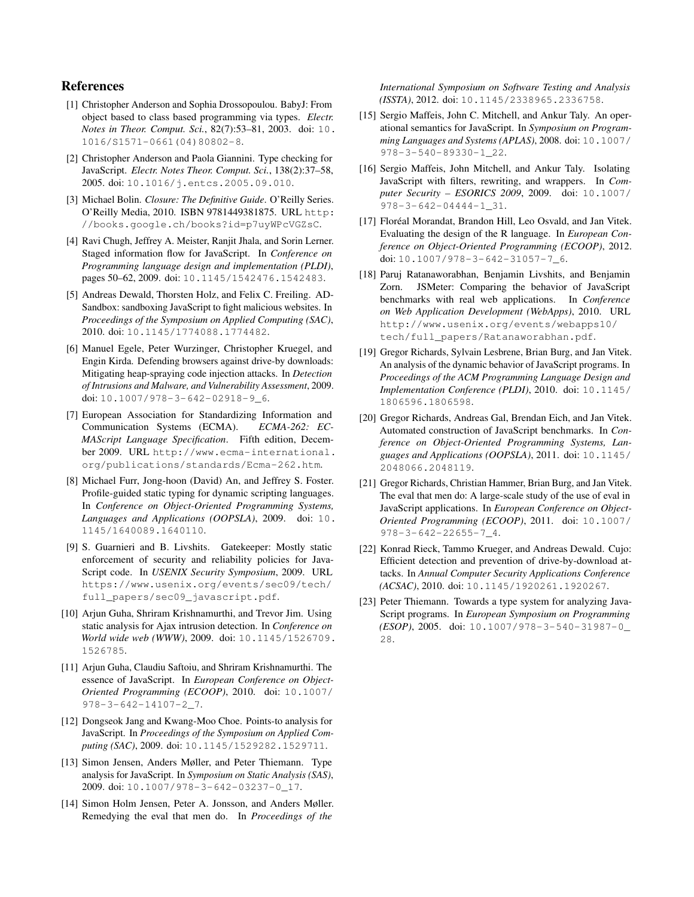## References

[1] Christopher Anderson and Sophia Drossopoulou. BabyJ: From object based to class based programming via types. *Electr. Notes in Theor. Comput. Sci.*, 82(7):53–81, 2003. doi: 10.1016/S1571-0661(04)80802-8.

[2] Christopher Anderson and Paola Giannini. Type checking for JavaScript. *Electr. Notes Theor. Comput. Sci.*, 138(2):37–58, 2005. doi: 10.1016/j.entcs.2005.09.010.

[3] Michael Bolin. *Closure: The Definitive Guide*. O'Reilly Series. O'Reilly Media, 2010. ISBN 9781449381875. URL http://books.google.ch/books?id=p7uyWPcVGZsC.

[4] Ravi Chugh, Jeffrey A. Meister, Ranjit Jhala, and Sorin Lerner. Staged information flow for JavaScript. In *Conference on Programming language design and implementation (PLDI)*, pages 50–62, 2009. doi: 10.1145/1542476.1542483.

[5] Andreas Dewald, Thorsten Holz, and Felix C. Freiling. ADSandbox: sandboxing JavaScript to fight malicious websites. In *Proceedings of the Symposium on Applied Computing (SAC)*, 2010. doi: 10.1145/1774088.1774482.

[6] Manuel Egele, Peter Wurzinger, Christopher Kruegel, and Engin Kirda. Defending browsers against drive-by downloads: Mitigating heap-spraying code injection attacks. In *Detection of Intrusions and Malware, and Vulnerability Assessment*, 2009. doi: 10.1007/978-3-642-02918-9_6.

[7] European Association for Standardizing Information and Communication Systems (ECMA). *ECMA-262: ECMAScript Language Specification*. Fifth edition, December 2009. URL http://www.ecma-international.org/publications/standards/Ecma-262.htm.

[8] Michael Furr, Jong-hoon (David) An, and Jeffrey S. Foster. Profile-guided static typing for dynamic scripting languages. In *Conference on Object-Oriented Programming Systems, Languages and Applications (OOPSLA)*, 2009. doi: 10.1145/1640089.1640110.

[9] S. Guarnieri and B. Livshits. Gatekeeper: Mostly static enforcement of security and reliability policies for JavaScript code. In *USENIX Security Symposium*, 2009. URL https://www.usenix.org/events/sec09/tech/full_papers/sec09_javascript.pdf.

[10] Arjun Guha, Shriram Krishnamurthi, and Trevor Jim. Using static analysis for Ajax intrusion detection. In *Conference on World wide web (WWW)*, 2009. doi: 10.1145/1526709.1526785.

[11] Arjun Guha, Claudiu Saftoiu, and Shriram Krishnamurthi. The essence of JavaScript. In *European Conference on Object-Oriented Programming (ECOOP)*, 2010. doi: 10.1007/978-3-642-14107-2_7.

[12] Dongseok Jang and Kwang-Moo Choe. Points-to analysis for JavaScript. In *Proceedings of the Symposium on Applied Computing (SAC)*, 2009. doi: 10.1145/1529282.1529711.

[13] Simon Jensen, Anders Møller, and Peter Thiemann. Type analysis for JavaScript. In *Symposium on Static Analysis (SAS)*, 2009. doi: 10.1007/978-3-642-03237-0_17.

[14] Simon Holm Jensen, Peter A. Jonsson, and Anders Møller. Remedying the eval that men do. In *Proceedings of the International Symposium on Software Testing and Analysis (ISSTA)*, 2012. doi: 10.1145/2338965.2336758.

[15] Sergio Maffeis, John C. Mitchell, and Ankur Taly. An operational semantics for JavaScript. In *Symposium on Programming Languages and Systems (APLAS)*, 2008. doi: 10.1007/978-3-540-89330-1_22.

[16] Sergio Maffeis, John Mitchell, and Ankur Taly. Isolating JavaScript with filters, rewriting, and wrappers. In *Computer Security – ESORICS 2009*, 2009. doi: 10.1007/978-3-642-04444-1_31.

[17] Floréal Morandat, Brandon Hill, Leo Osvald, and Jan Vitek. Evaluating the design of the R language. In *European Conference on Object-Oriented Programming (ECOOP)*, 2012. doi: 10.1007/978-3-642-31057-7_6.

[18] Paruj Ratanaworabhan, Benjamin Livshits, and Benjamin Zorn. JSMeter: Comparing the behavior of JavaScript benchmarks with real web applications. In *Conference on Web Application Development (WebApps)*, 2010. URL http://www.usenix.org/events/webapps10/tech/full_papers/Ratanaworabhan.pdf.

[19] Gregor Richards, Sylvain Lesbrene, Brian Burg, and Jan Vitek. An analysis of the dynamic behavior of JavaScript programs. In *Proceedings of the ACM Programming Language Design and Implementation Conference (PLDI)*, 2010. doi: 10.1145/1806596.1806598.

[20] Gregor Richards, Andreas Gal, Brendan Eich, and Jan Vitek. Automated construction of JavaScript benchmarks. In *Conference on Object-Oriented Programming Systems, Languages and Applications (OOPSLA)*, 2011. doi: 10.1145/2048066.2048119.

[21] Gregor Richards, Christian Hammer, Brian Burg, and Jan Vitek. The eval that men do: A large-scale study of the use of eval in JavaScript applications. In *European Conference on Object-Oriented Programming (ECOOP)*, 2011. doi: 10.1007/978-3-642-22655-7_4.

[22] Konrad Rieck, Tammo Krueger, and Andreas Dewald. Cujo: Efficient detection and prevention of drive-by-download attacks. In *Annual Computer Security Applications Conference (ACSAC)*, 2010. doi: 10.1145/1920261.1920267.

[23] Peter Thiemann. Towards a type system for analyzing JavaScript programs. In *European Symposium on Programming (ESOP)*, 2005. doi: 10.1007/978-3-540-31987-0_28.